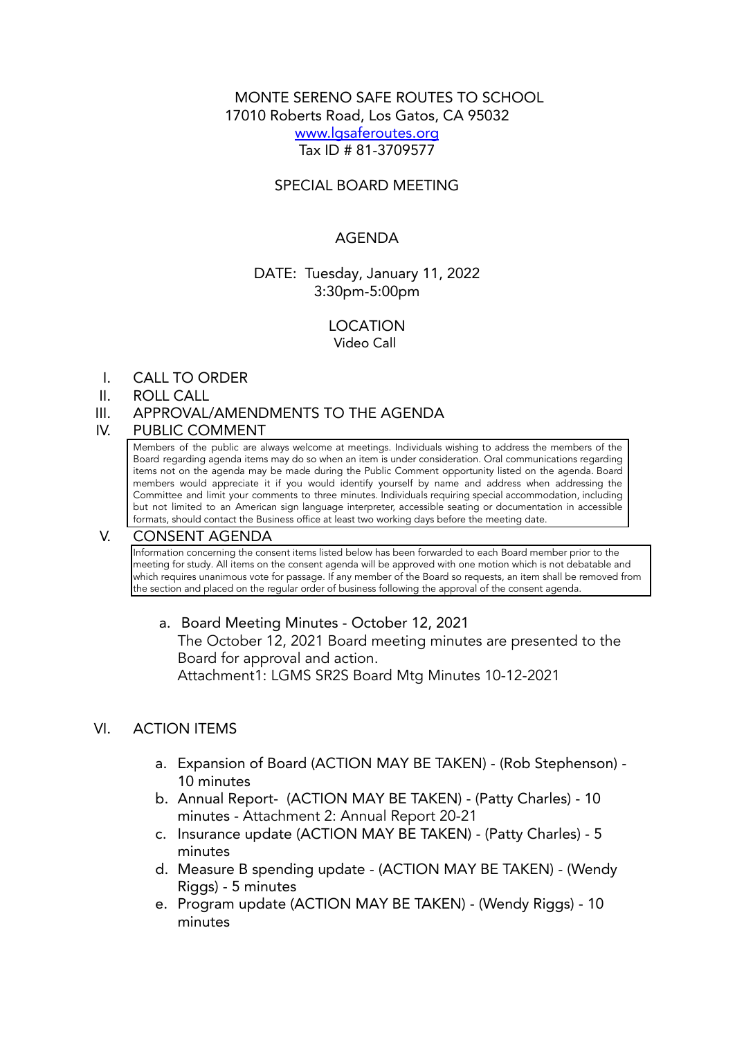MONTE SERENO SAFE ROUTES TO SCHOOL
17010 Roberts Road, Los Gatos, CA 95032
[www.lgsaferoutes.org](http://www.lgsaferoutes.org)
Tax ID # 81-3709577

SPECIAL BOARD MEETING

AGENDA

DATE: Tuesday, January 11, 2022
3:30pm-5:00pm

LOCATION
Video Call

I. CALL TO ORDER
II. ROLL CALL
III. APPROVAL/AMENDMENTS TO THE AGENDA
IV. PUBLIC COMMENT

> Members of the public are always welcome at meetings. Individuals wishing to address the members of the Board regarding agenda items may do so when an item is under consideration. Oral communications regarding items not on the agenda may be made during the Public Comment opportunity listed on the agenda. Board members would appreciate it if you would identify yourself by name and address when addressing the Committee and limit your comments to three minutes. Individuals requiring special accommodation, including but not limited to an American sign language interpreter, accessible seating or documentation in accessible formats, should contact the Business office at least two working days before the meeting date.

V. CONSENT AGENDA

> Information concerning the consent items listed below has been forwarded to each Board member prior to the meeting for study. All items on the consent agenda will be approved with one motion which is not debatable and which requires unanimous vote for passage. If any member of the Board so requests, an item shall be removed from the section and placed on the regular order of business following the approval of the consent agenda.

a. Board Meeting Minutes - October 12, 2021
The October 12, 2021 Board meeting minutes are presented to the Board for approval and action.
Attachment1: LGMS SR2S Board Mtg Minutes 10-12-2021

VI. ACTION ITEMS

a. Expansion of Board (ACTION MAY BE TAKEN) - (Rob Stephenson) - 10 minutes
b. Annual Report- (ACTION MAY BE TAKEN) - (Patty Charles) - 10 minutes - Attachment 2: Annual Report 20-21
c. Insurance update (ACTION MAY BE TAKEN) - (Patty Charles) - 5 minutes
d. Measure B spending update - (ACTION MAY BE TAKEN) - (Wendy Riggs) - 5 minutes
e. Program update (ACTION MAY BE TAKEN) - (Wendy Riggs) - 10 minutes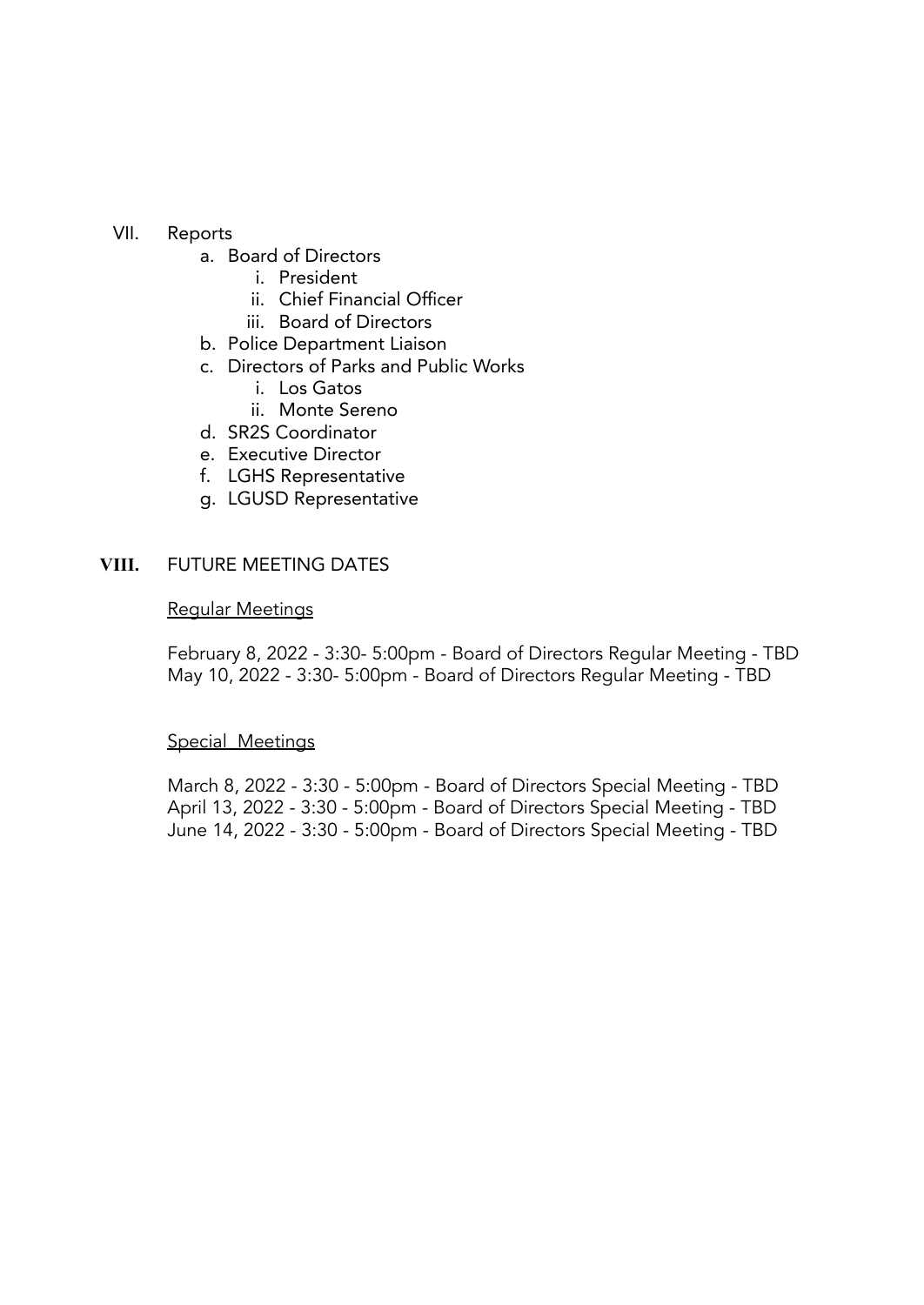VII. Reports

a. Board of Directors
   i. President
   ii. Chief Financial Officer
   iii. Board of Directors
b. Police Department Liaison
c. Directors of Parks and Public Works
   i. Los Gatos
   ii. Monte Sereno
d. SR2S Coordinator
e. Executive Director
f. LGHS Representative
g. LGUSD Representative

**VIII.** FUTURE MEETING DATES

<u>Regular Meetings</u>

February 8, 2022 - 3:30- 5:00pm - Board of Directors Regular Meeting - TBD
May 10, 2022 - 3:30- 5:00pm - Board of Directors Regular Meeting - TBD

<u>Special Meetings</u>

March 8, 2022 - 3:30 - 5:00pm - Board of Directors Special Meeting - TBD
April 13, 2022 - 3:30 - 5:00pm - Board of Directors Special Meeting - TBD
June 14, 2022 - 3:30 - 5:00pm - Board of Directors Special Meeting - TBD